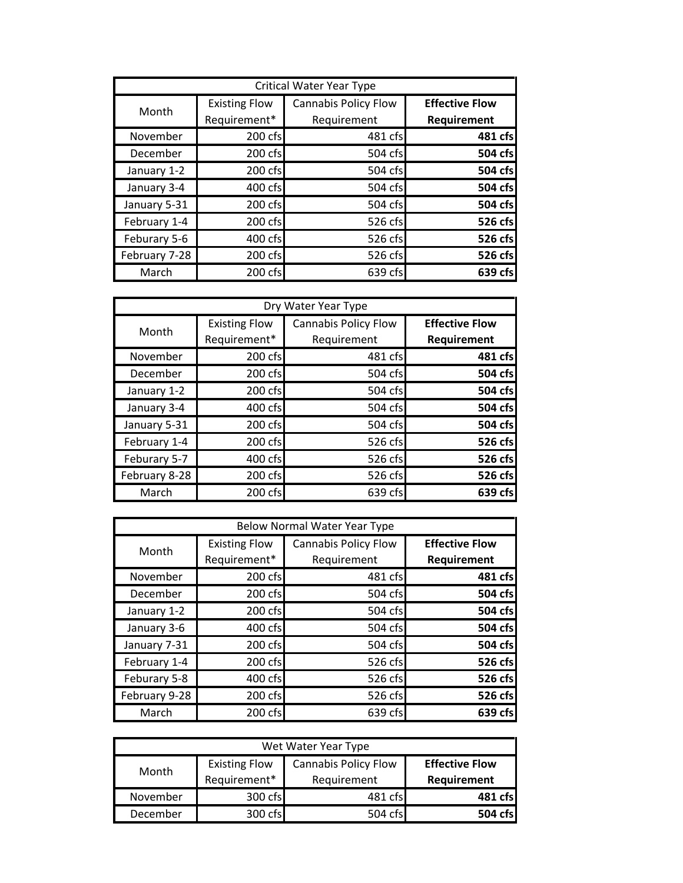| Critical Water Year Type | | | |
|---|---|---|---|
| Month | Existing Flow Requirement* | Cannabis Policy Flow Requirement | **Effective Flow Requirement** |
| November | 200 cfs | 481 cfs | **481 cfs** |
| December | 200 cfs | 504 cfs | **504 cfs** |
| January 1-2 | 200 cfs | 504 cfs | **504 cfs** |
| January 3-4 | 400 cfs | 504 cfs | **504 cfs** |
| January 5-31 | 200 cfs | 504 cfs | **504 cfs** |
| February 1-4 | 200 cfs | 526 cfs | **526 cfs** |
| Feburary 5-6 | 400 cfs | 526 cfs | **526 cfs** |
| February 7-28 | 200 cfs | 526 cfs | **526 cfs** |
| March | 200 cfs | 639 cfs | **639 cfs** |

| Dry Water Year Type | | | |
|---|---|---|---|
| Month | Existing Flow Requirement* | Cannabis Policy Flow Requirement | **Effective Flow Requirement** |
| November | 200 cfs | 481 cfs | **481 cfs** |
| December | 200 cfs | 504 cfs | **504 cfs** |
| January 1-2 | 200 cfs | 504 cfs | **504 cfs** |
| January 3-4 | 400 cfs | 504 cfs | **504 cfs** |
| January 5-31 | 200 cfs | 504 cfs | **504 cfs** |
| February 1-4 | 200 cfs | 526 cfs | **526 cfs** |
| Feburary 5-7 | 400 cfs | 526 cfs | **526 cfs** |
| February 8-28 | 200 cfs | 526 cfs | **526 cfs** |
| March | 200 cfs | 639 cfs | **639 cfs** |

| Below Normal Water Year Type | | | |
|---|---|---|---|
| Month | Existing Flow Requirement* | Cannabis Policy Flow Requirement | **Effective Flow Requirement** |
| November | 200 cfs | 481 cfs | **481 cfs** |
| December | 200 cfs | 504 cfs | **504 cfs** |
| January 1-2 | 200 cfs | 504 cfs | **504 cfs** |
| January 3-6 | 400 cfs | 504 cfs | **504 cfs** |
| January 7-31 | 200 cfs | 504 cfs | **504 cfs** |
| February 1-4 | 200 cfs | 526 cfs | **526 cfs** |
| Feburary 5-8 | 400 cfs | 526 cfs | **526 cfs** |
| February 9-28 | 200 cfs | 526 cfs | **526 cfs** |
| March | 200 cfs | 639 cfs | **639 cfs** |

| Wet Water Year Type | | | |
|---|---|---|---|
| Month | Existing Flow Requirement* | Cannabis Policy Flow Requirement | **Effective Flow Requirement** |
| November | 300 cfs | 481 cfs | **481 cfs** |
| December | 300 cfs | 504 cfs | **504 cfs** |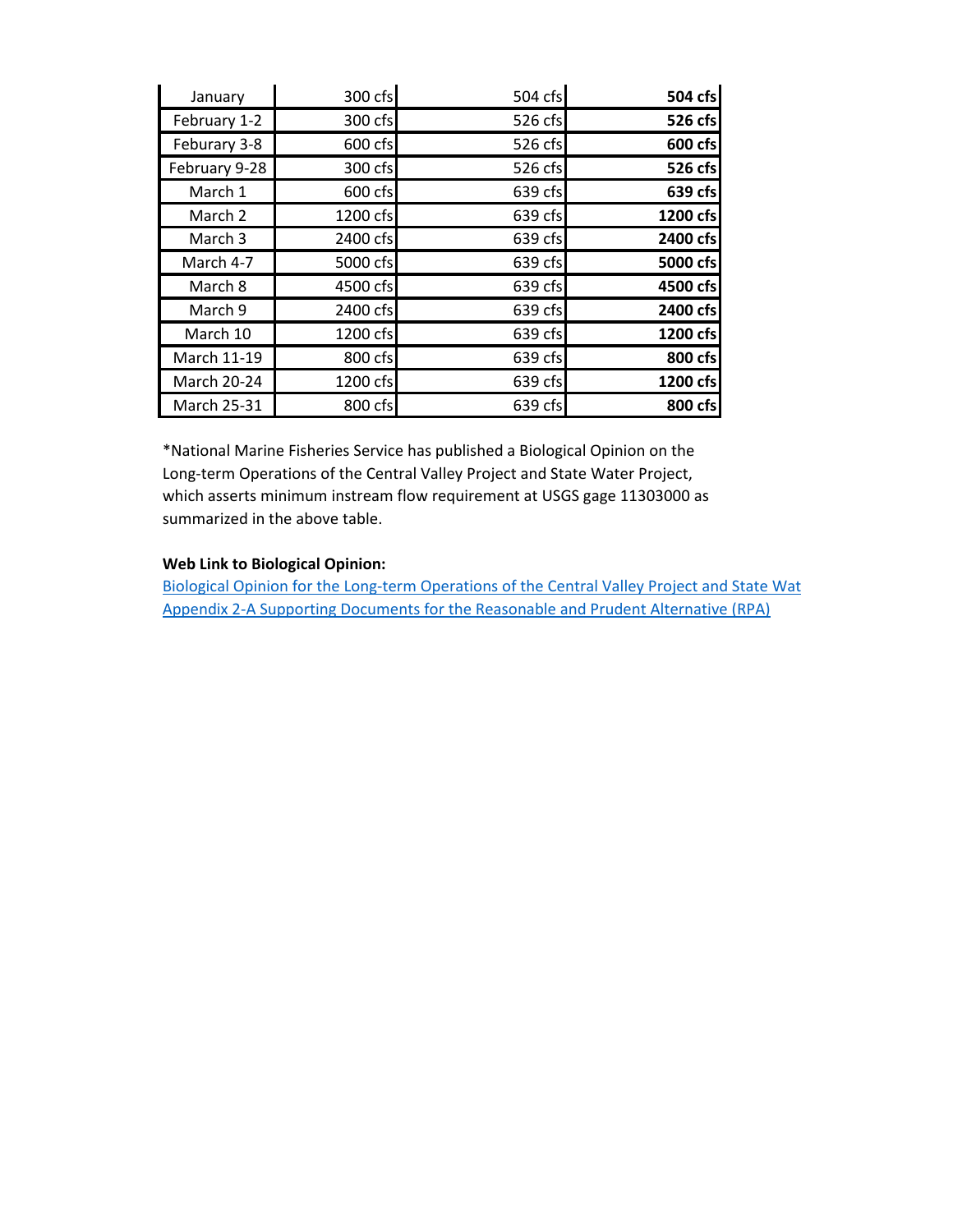| | | | |
|---|---|---|---|
| January | 300 cfs | 504 cfs | **504 cfs** |
| February 1-2 | 300 cfs | 526 cfs | **526 cfs** |
| Feburary 3-8 | 600 cfs | 526 cfs | **600 cfs** |
| February 9-28 | 300 cfs | 526 cfs | **526 cfs** |
| March 1 | 600 cfs | 639 cfs | **639 cfs** |
| March 2 | 1200 cfs | 639 cfs | **1200 cfs** |
| March 3 | 2400 cfs | 639 cfs | **2400 cfs** |
| March 4-7 | 5000 cfs | 639 cfs | **5000 cfs** |
| March 8 | 4500 cfs | 639 cfs | **4500 cfs** |
| March 9 | 2400 cfs | 639 cfs | **2400 cfs** |
| March 10 | 1200 cfs | 639 cfs | **1200 cfs** |
| March 11-19 | 800 cfs | 639 cfs | **800 cfs** |
| March 20-24 | 1200 cfs | 639 cfs | **1200 cfs** |
| March 25-31 | 800 cfs | 639 cfs | **800 cfs** |

*National Marine Fisheries Service has published a Biological Opinion on the Long-term Operations of the Central Valley Project and State Water Project, which asserts minimum instream flow requirement at USGS gage 11303000 as summarized in the above table.

**Web Link to Biological Opinion:**

Biological Opinion for the Long-term Operations of the Central Valley Project and State Wat

Appendix 2-A Supporting Documents for the Reasonable and Prudent Alternative (RPA)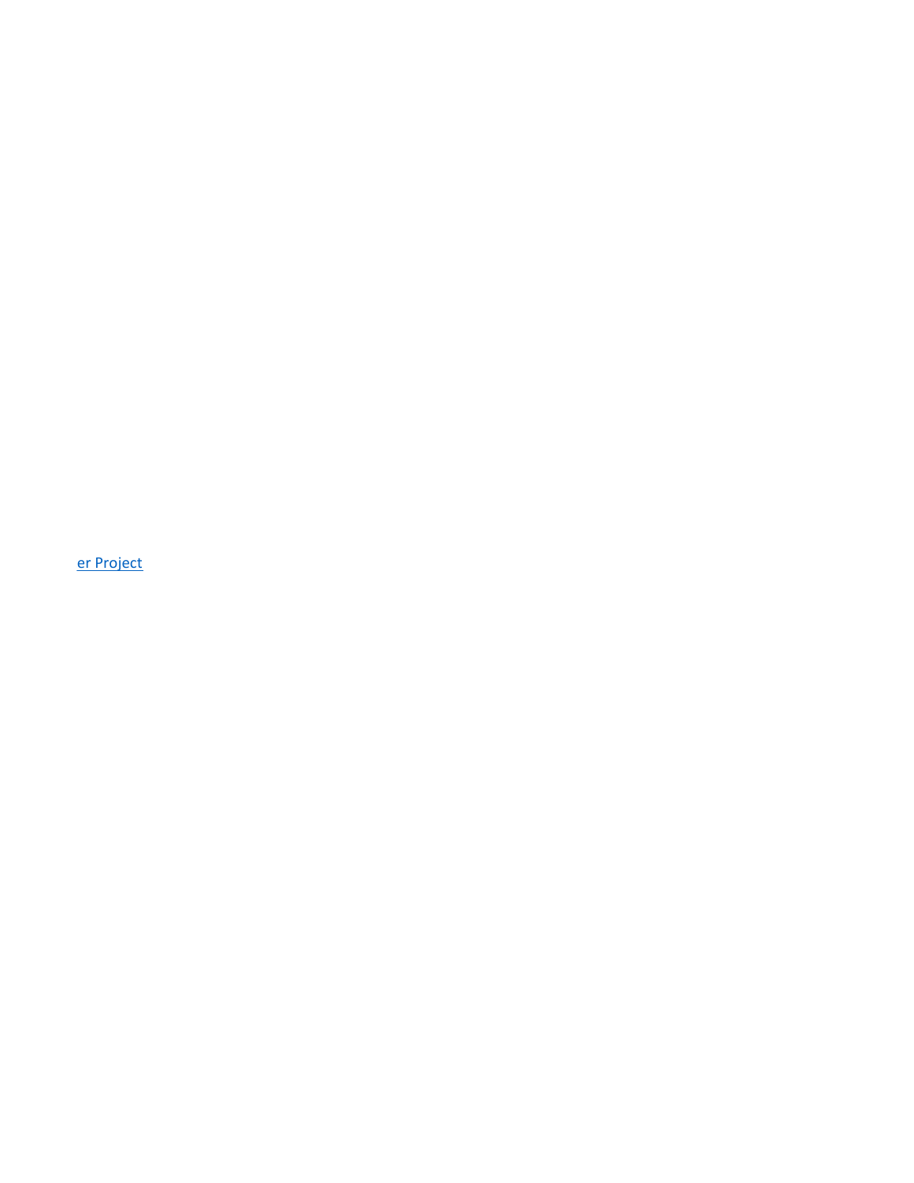[er Project]